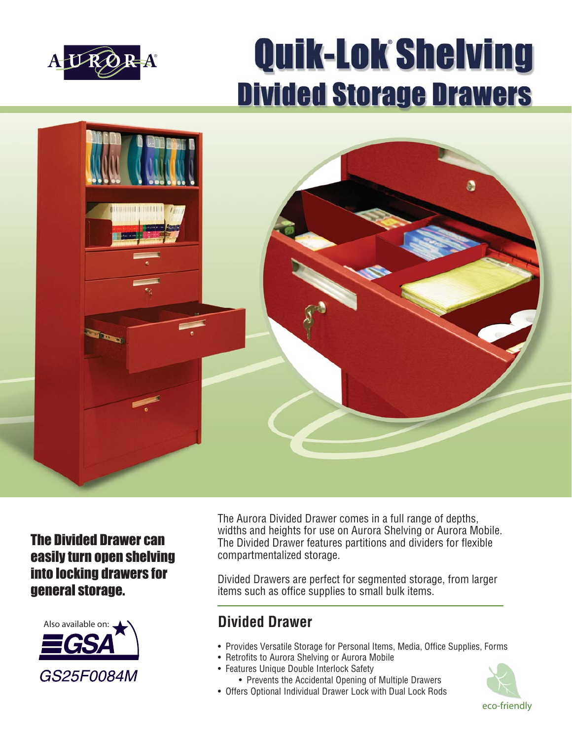AURORA®

# Quik-Lok® Shelving

## Divided Storage Drawers

**The Divided Drawer can easily turn open shelving into locking drawers for general storage.**

Also available on: GSA

GS25F0084M

The Aurora Divided Drawer comes in a full range of depths, widths and heights for use on Aurora Shelving or Aurora Mobile. The Divided Drawer features partitions and dividers for flexible compartmentalized storage.

Divided Drawers are perfect for segmented storage, from larger items such as office supplies to small bulk items.

## Divided Drawer

- Provides Versatile Storage for Personal Items, Media, Office Supplies, Forms
- Retrofits to Aurora Shelving or Aurora Mobile
- Features Unique Double Interlock Safety
    - Prevents the Accidental Opening of Multiple Drawers
- Offers Optional Individual Drawer Lock with Dual Lock Rods

eco-friendly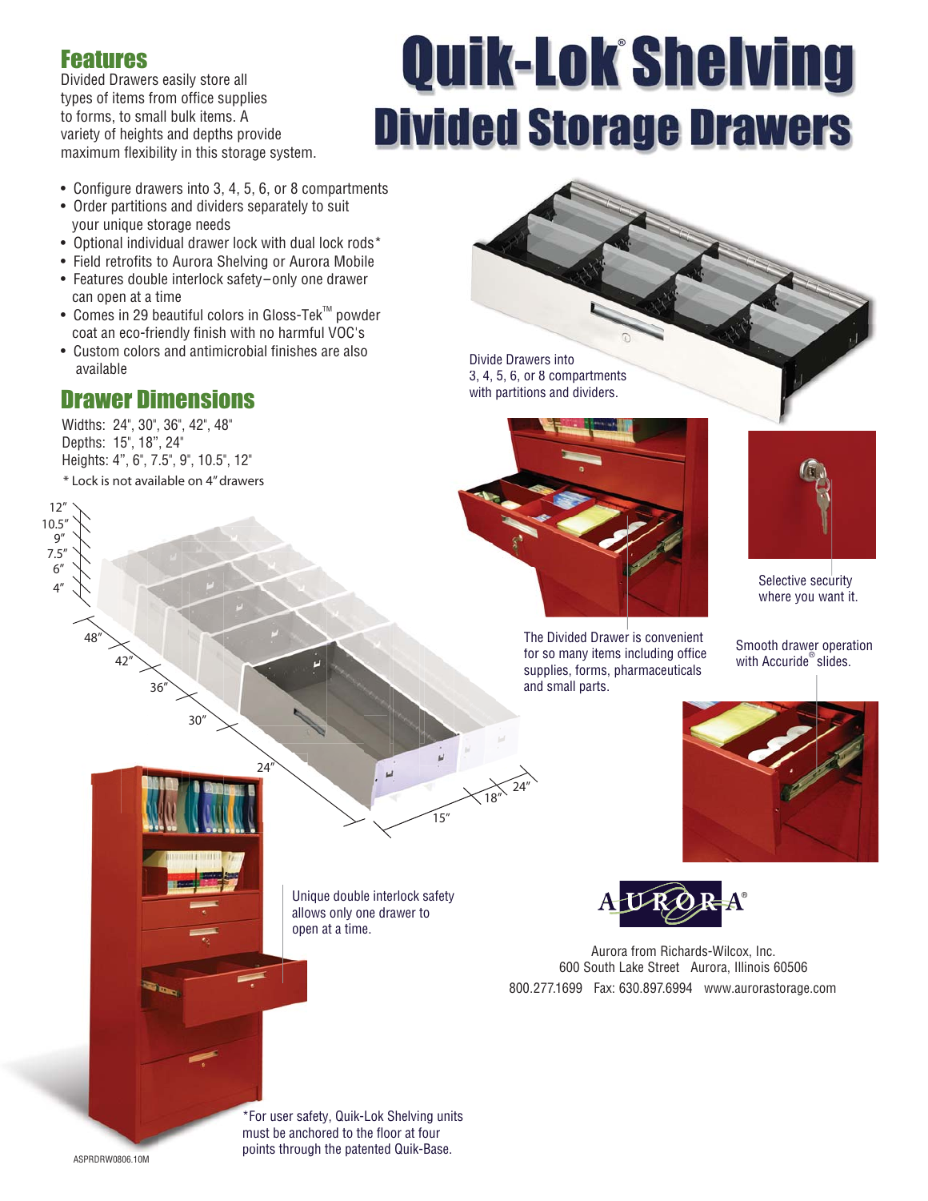# Quik-Lok® Shelving

# Divided Storage Drawers

## Features

Divided Drawers easily store all types of items from office supplies to forms, to small bulk items. A variety of heights and depths provide maximum flexibility in this storage system.

- Configure drawers into 3, 4, 5, 6, or 8 compartments
- Order partitions and dividers separately to suit your unique storage needs
- Optional individual drawer lock with dual lock rods*
- Field retrofits to Aurora Shelving or Aurora Mobile
- Features double interlock safety–only one drawer can open at a time
- Comes in 29 beautiful colors in Gloss-Tek™ powder coat an eco-friendly finish with no harmful VOC's
- Custom colors and antimicrobial finishes are also available

## Drawer Dimensions

Widths: 24", 30", 36", 42", 48"
Depths: 15", 18", 24"
Heights: 4", 6", 7.5", 9", 10.5", 12"

\* Lock is not available on 4" drawers

12″
10.5″
9″
7.5″
6″
4″
48″
42″
36″
30″
24″
24″
18″
15″

Divide Drawers into 3, 4, 5, 6, or 8 compartments with partitions and dividers.

The Divided Drawer is convenient for so many items including office supplies, forms, pharmaceuticals and small parts.

Selective security where you want it.

Smooth drawer operation with Accuride® slides.

Unique double interlock safety allows only one drawer to open at a time.

\*For user safety, Quik-Lok Shelving units must be anchored to the floor at four points through the patented Quik-Base.

AURORA®

Aurora from Richards-Wilcox, Inc.
600 South Lake Street Aurora, Illinois 60506
800.277.1699 Fax: 630.897.6994 www.aurorastorage.com

ASPRDRW0806.10M